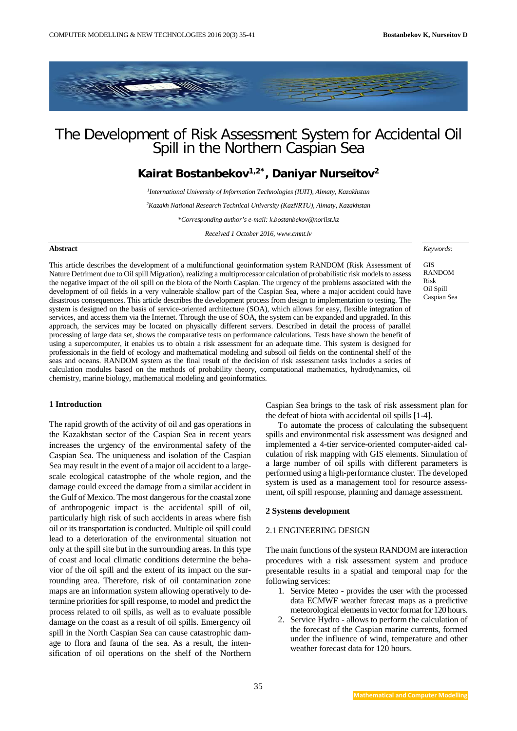# The Development of Risk Assessment System for Accidental Oil Spill in the Northern Caspian Sea

**Kairat Bostanbekov[1,2*], Daniyar Nurseitov[2]**

*[1]International University of Information Technologies (IUIT), Almaty, Kazakhstan*

*[2]Kazakh National Research Technical University (KazNRTU), Almaty, Kazakhstan*

*\*Corresponding author's e-mail: k.bostanbekov@norlist.kz*

*Received 1 October 2016, www.cmnt.lv*

**Abstract**

This article describes the development of a multifunctional geoinformation system RANDOM (Risk Assessment of Nature Detriment due to Oil spill Migration), realizing a multiprocessor calculation of probabilistic risk models to assess the negative impact of the oil spill on the biota of the North Caspian. The urgency of the problems associated with the development of oil fields in a very vulnerable shallow part of the Caspian Sea, where a major accident could have disastrous consequences. This article describes the development process from design to implementation to testing. The system is designed on the basis of service-oriented architecture (SOA), which allows for easy, flexible integration of services, and access them via the Internet. Through the use of SOA, the system can be expanded and upgraded. In this approach, the services may be located on physically different servers. Described in detail the process of parallel processing of large data set, shows the comparative tests on performance calculations. Tests have shown the benefit of using a supercomputer, it enables us to obtain a risk assessment for an adequate time. This system is designed for professionals in the field of ecology and mathematical modeling and subsoil oil fields on the continental shelf of the seas and oceans. RANDOM system as the final result of the decision of risk assessment tasks includes a series of calculation modules based on the methods of probability theory, computational mathematics, hydrodynamics, oil chemistry, marine biology, mathematical modeling and geoinformatics.

*Keywords:*

GIS
RANDOM
Risk
Oil Spill
Caspian Sea

## 1 Introduction

The rapid growth of the activity of oil and gas operations in the Kazakhstan sector of the Caspian Sea in recent years increases the urgency of the environmental safety of the Caspian Sea. The uniqueness and isolation of the Caspian Sea may result in the event of a major oil accident to a large-scale ecological catastrophe of the whole region, and the damage could exceed the damage from a similar accident in the Gulf of Mexico. The most dangerous for the coastal zone of anthropogenic impact is the accidental spill of oil, particularly high risk of such accidents in areas where fish oil or its transportation is conducted. Multiple oil spill could lead to a deterioration of the environmental situation not only at the spill site but in the surrounding areas. In this type of coast and local climatic conditions determine the behavior of the oil spill and the extent of its impact on the surrounding area. Therefore, risk of oil contamination zone maps are an information system allowing operatively to determine priorities for spill response, to model and predict the process related to oil spills, as well as to evaluate possible damage on the coast as a result of oil spills. Emergency oil spill in the North Caspian Sea can cause catastrophic damage to flora and fauna of the sea. As a result, the intensification of oil operations on the shelf of the Northern Caspian Sea brings to the task of risk assessment plan for the defeat of biota with accidental oil spills [1-4].

To automate the process of calculating the subsequent spills and environmental risk assessment was designed and implemented a 4-tier service-oriented computer-aided calculation of risk mapping with GIS elements. Simulation of a large number of oil spills with different parameters is performed using a high-performance cluster. The developed system is used as a management tool for resource assessment, oil spill response, planning and damage assessment.

## 2 Systems development

### 2.1 ENGINEERING DESIGN

The main functions of the system RANDOM are interaction procedures with a risk assessment system and produce presentable results in a spatial and temporal map for the following services:

1. Service Meteo - provides the user with the processed data ECMWF weather forecast maps as a predictive meteorological elements in vector format for 120 hours.
2. Service Hydro - allows to perform the calculation of the forecast of the Caspian marine currents, formed under the influence of wind, temperature and other weather forecast data for 120 hours.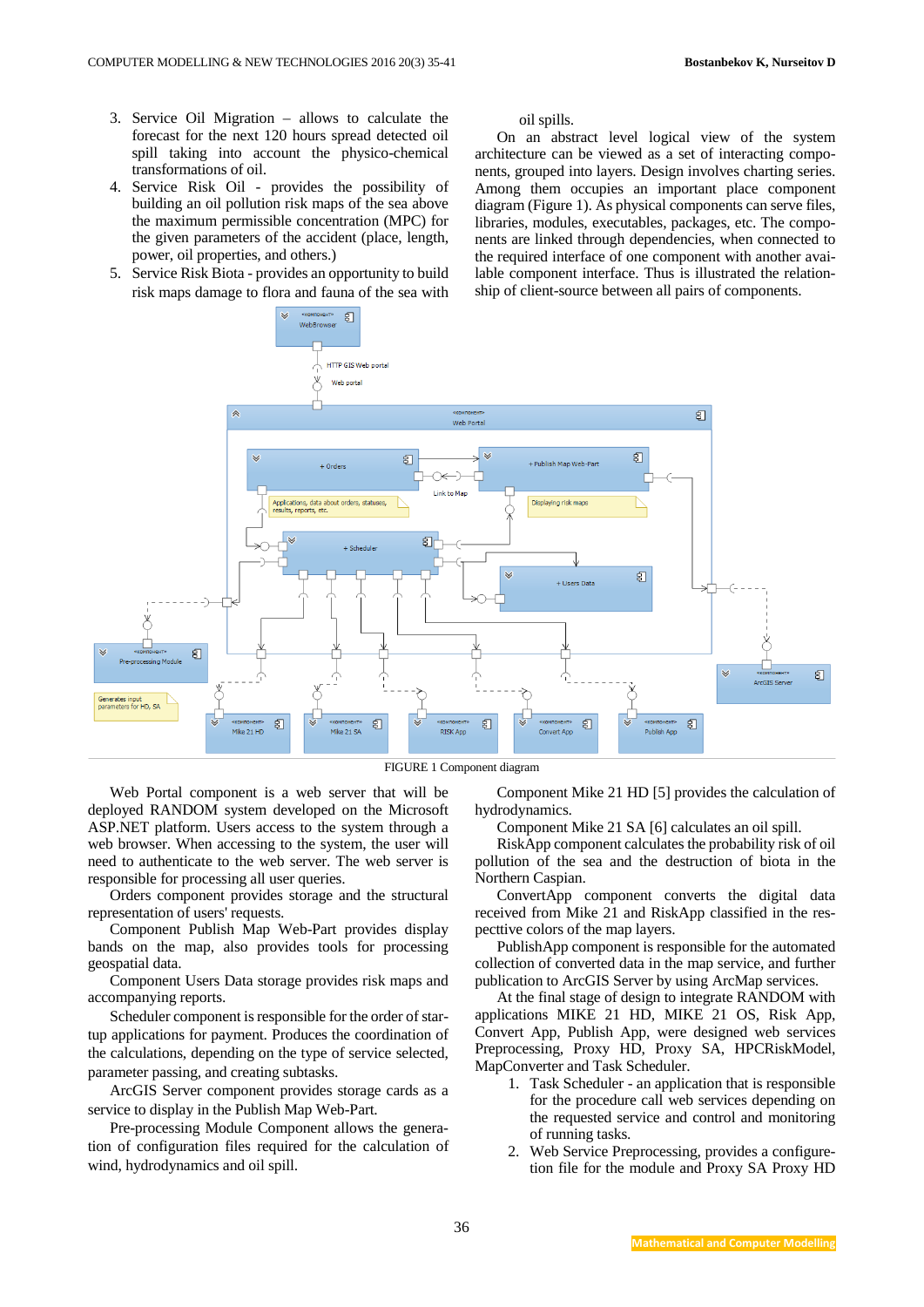3. Service Oil Migration – allows to calculate the forecast for the next 120 hours spread detected oil spill taking into account the physico-chemical transformations of oil.
4. Service Risk Oil - provides the possibility of building an oil pollution risk maps of the sea above the maximum permissible concentration (MPC) for the given parameters of the accident (place, length, power, oil properties, and others.)
5. Service Risk Biota - provides an opportunity to build risk maps damage to flora and fauna of the sea with oil spills.

On an abstract level logical view of the system architecture can be viewed as a set of interacting components, grouped into layers. Design involves charting series. Among them occupies an important place component diagram (Figure 1). As physical components can serve files, libraries, modules, executables, packages, etc. The components are linked through dependencies, when connected to the required interface of one component with another available component interface. Thus is illustrated the relationship of client-source between all pairs of components.

FIGURE 1 Component diagram

Web Portal component is a web server that will be deployed RANDOM system developed on the Microsoft ASP.NET platform. Users access to the system through a web browser. When accessing to the system, the user will need to authenticate to the web server. The web server is responsible for processing all user queries.

Orders component provides storage and the structural representation of users' requests.

Component Publish Map Web-Part provides display bands on the map, also provides tools for processing geospatial data.

Component Users Data storage provides risk maps and accompanying reports.

Scheduler component is responsible for the order of startup applications for payment. Produces the coordination of the calculations, depending on the type of service selected, parameter passing, and creating subtasks.

ArcGIS Server component provides storage cards as a service to display in the Publish Map Web-Part.

Pre-processing Module Component allows the generation of configuration files required for the calculation of wind, hydrodynamics and oil spill.

Component Mike 21 HD [5] provides the calculation of hydrodynamics.

Component Mike 21 SA [6] calculates an oil spill.

RiskApp component calculates the probability risk of oil pollution of the sea and the destruction of biota in the Northern Caspian.

ConvertApp component converts the digital data received from Mike 21 and RiskApp classified in the respecttive colors of the map layers.

PublishApp component is responsible for the automated collection of converted data in the map service, and further publication to ArcGIS Server by using ArcMap services.

At the final stage of design to integrate RANDOM with applications MIKE 21 HD, MIKE 21 OS, Risk App, Convert App, Publish App, were designed web services Preprocessing, Proxy HD, Proxy SA, HPCRiskModel, MapConverter and Task Scheduler.

1. Task Scheduler - an application that is responsible for the procedure call web services depending on the requested service and control and monitoring of running tasks.
2. Web Service Preprocessing, provides a configuretion file for the module and Proxy SA Proxy HD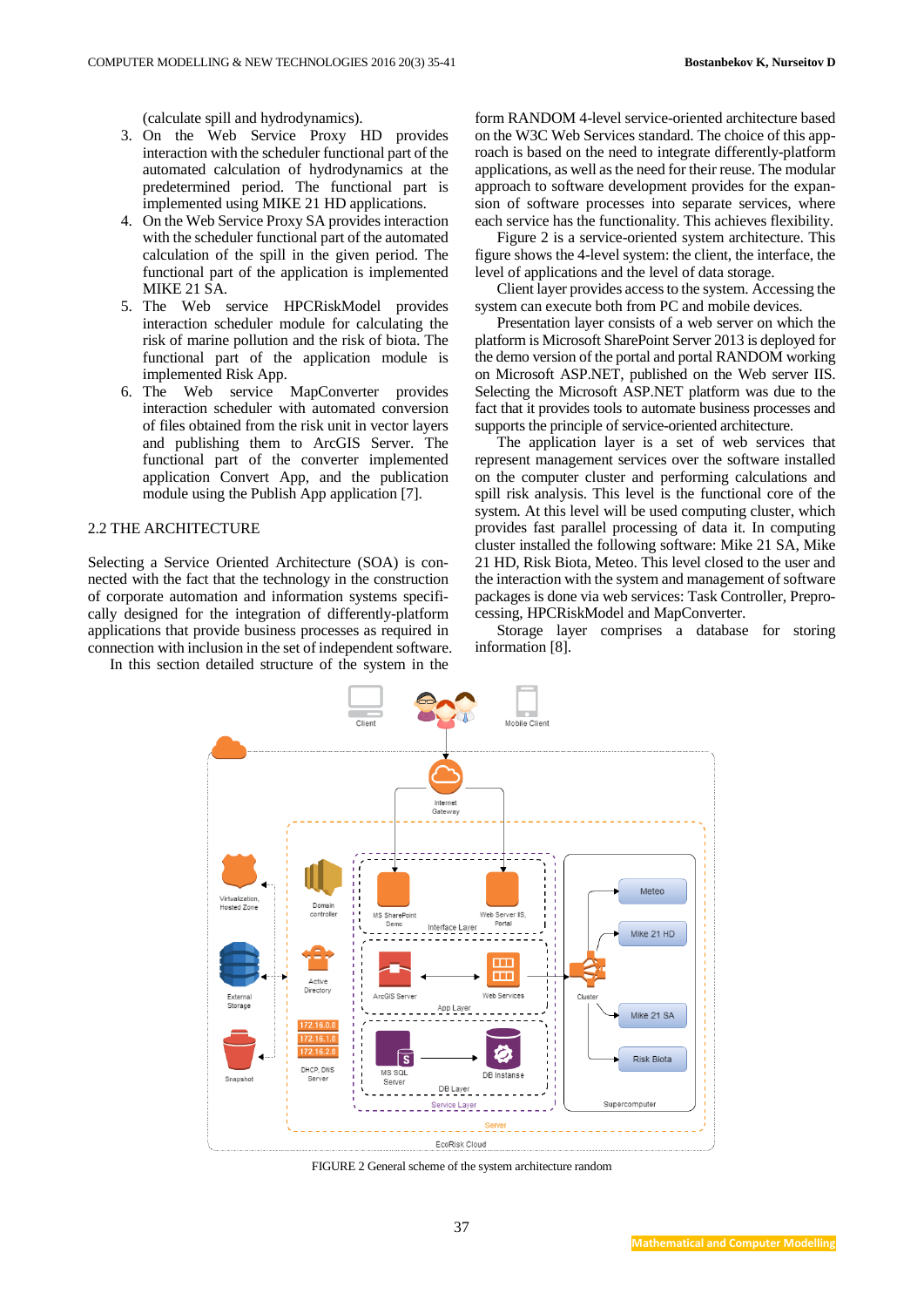(calculate spill and hydrodynamics).

3. On the Web Service Proxy HD provides interaction with the scheduler functional part of the automated calculation of hydrodynamics at the predetermined period. The functional part is implemented using MIKE 21 HD applications.
4. On the Web Service Proxy SA provides interaction with the scheduler functional part of the automated calculation of the spill in the given period. The functional part of the application is implemented MIKE 21 SA.
5. The Web service HPCRiskModel provides interaction scheduler module for calculating the risk of marine pollution and the risk of biota. The functional part of the application module is implemented Risk App.
6. The Web service MapConverter provides interaction scheduler with automated conversion of files obtained from the risk unit in vector layers and publishing them to ArcGIS Server. The functional part of the converter implemented application Convert App, and the publication module using the Publish App application [7].

## 2.2 THE ARCHITECTURE

Selecting a Service Oriented Architecture (SOA) is connected with the fact that the technology in the construction of corporate automation and information systems specifically designed for the integration of differently-platform applications that provide business processes as required in connection with inclusion in the set of independent software.

In this section detailed structure of the system in the form RANDOM 4-level service-oriented architecture based on the W3C Web Services standard. The choice of this approach is based on the need to integrate differently-platform applications, as well as the need for their reuse. The modular approach to software development provides for the expansion of software processes into separate services, where each service has the functionality. This achieves flexibility.

Figure 2 is a service-oriented system architecture. This figure shows the 4-level system: the client, the interface, the level of applications and the level of data storage.

Client layer provides access to the system. Accessing the system can execute both from PC and mobile devices.

Presentation layer consists of a web server on which the platform is Microsoft SharePoint Server 2013 is deployed for the demo version of the portal and portal RANDOM working on Microsoft ASP.NET, published on the Web server IIS. Selecting the Microsoft ASP.NET platform was due to the fact that it provides tools to automate business processes and supports the principle of service-oriented architecture.

The application layer is a set of web services that represent management services over the software installed on the computer cluster and performing calculations and spill risk analysis. This level is the functional core of the system. At this level will be used computing cluster, which provides fast parallel processing of data it. In computing cluster installed the following software: Mike 21 SA, Mike 21 HD, Risk Biota, Meteo. This level closed to the user and the interaction with the system and management of software packages is done via web services: Task Controller, Preprocessing, HPCRiskModel and MapConverter.

Storage layer comprises a database for storing information [8].

FIGURE 2 General scheme of the system architecture random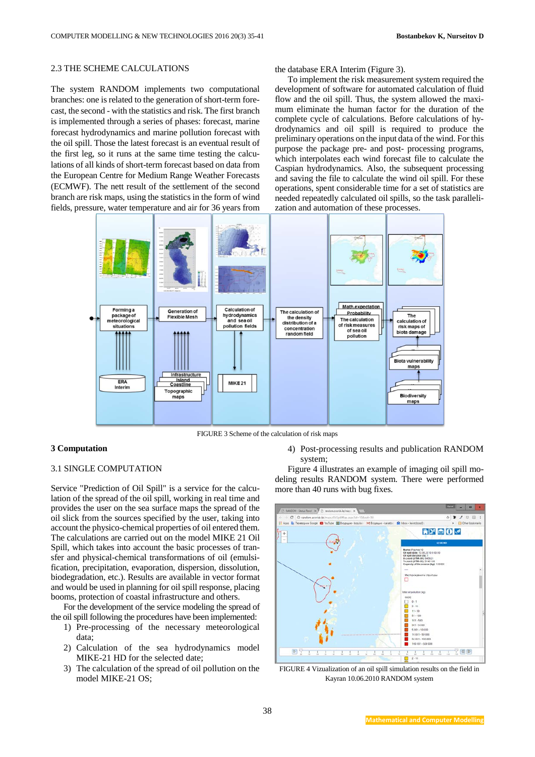## 2.3 THE SCHEME CALCULATIONS

The system RANDOM implements two computational branches: one is related to the generation of short-term forecast, the second - with the statistics and risk. The first branch is implemented through a series of phases: forecast, marine forecast hydrodynamics and marine pollution forecast with the oil spill. Those the latest forecast is an eventual result of the first leg, so it runs at the same time testing the calculations of all kinds of short-term forecast based on data from the European Centre for Medium Range Weather Forecasts (ECMWF). The nett result of the settlement of the second branch are risk maps, using the statistics in the form of wind fields, pressure, water temperature and air for 36 years from the database ERA Interim (Figure 3).

To implement the risk measurement system required the development of software for automated calculation of fluid flow and the oil spill. Thus, the system allowed the maximum eliminate the human factor for the duration of the complete cycle of calculations. Before calculations of hydrodynamics and oil spill is required to produce preliminary operations on the input data of the wind. For this purpose the package pre- and post- processing programs, which interpolates each wind forecast file to calculate the Caspian hydrodynamics. Also, the subsequent processing and saving the file to calculate the wind oil spill. For these operations, spent considerable time for a set of statistics are needed repeatedly calculated oil spills, so the task parallelization and automation of these processes.

FIGURE 3 Scheme of the calculation of risk maps

# 3 Computation

## 3.1 SINGLE COMPUTATION

Service "Prediction of Oil Spill" is a service for the calculation of the spread of the oil spill, working in real time and provides the user on the sea surface maps the spread of the oil slick from the sources specified by the user, taking into account the physico-chemical properties of oil entered them. The calculations are carried out on the model MIKE 21 Oil Spill, which takes into account the basic processes of transfer and physical-chemical transformations of oil (emulsification, precipitation, evaporation, dispersion, dissolution, biodegradation, etc.). Results are available in vector format and would be used in planning for oil spill response, placing booms, protection of coastal infrastructure and others.

For the development of the service modeling the spread of the oil spill following the procedures have been implemented:

1) Pre-processing of the necessary meteorological data;
2) Calculation of the sea hydrodynamics model MIKE-21 HD for the selected date;
3) The calculation of the spread of oil pollution on the model MIKE-21 OS;
4) Post-processing results and publication RANDOM system;

Figure 4 illustrates an example of imaging oil spill modeling results RANDOM system. There were performed more than 40 runs with bug fixes.

FIGURE 4 Vizualization of an oil spill simulation results on the field in Kayran 10.06.2010 RANDOM system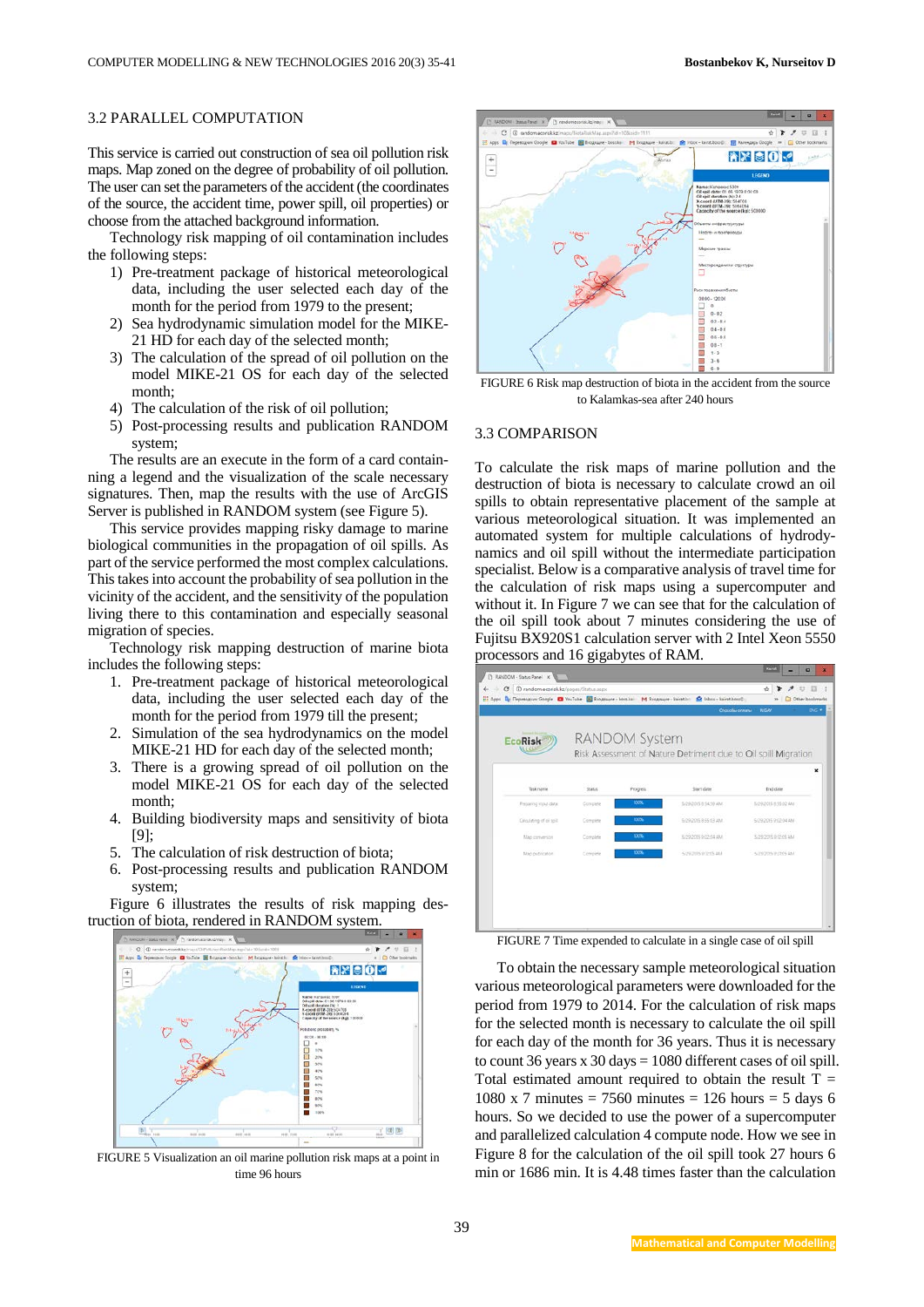### 3.2 PARALLEL COMPUTATION

This service is carried out construction of sea oil pollution risk maps. Map zoned on the degree of probability of oil pollution. The user can set the parameters of the accident (the coordinates of the source, the accident time, power spill, oil properties) or choose from the attached background information.

Technology risk mapping of oil contamination includes the following steps:

1) Pre-treatment package of historical meteorological data, including the user selected each day of the month for the period from 1979 to the present;
2) Sea hydrodynamic simulation model for the MIKE-21 HD for each day of the selected month;
3) The calculation of the spread of oil pollution on the model MIKE-21 OS for each day of the selected month;
4) The calculation of the risk of oil pollution;
5) Post-processing results and publication RANDOM system;

The results are an execute in the form of a card containing a legend and the visualization of the scale necessary signatures. Then, map the results with the use of ArcGIS Server is published in RANDOM system (see Figure 5).

This service provides mapping risky damage to marine biological communities in the propagation of oil spills. As part of the service performed the most complex calculations. This takes into account the probability of sea pollution in the vicinity of the accident, and the sensitivity of the population living there to this contamination and especially seasonal migration of species.

Technology risk mapping destruction of marine biota includes the following steps:

1. Pre-treatment package of historical meteorological data, including the user selected each day of the month for the period from 1979 till the present;
2. Simulation of the sea hydrodynamics on the model MIKE-21 HD for each day of the selected month;
3. There is a growing spread of oil pollution on the model MIKE-21 OS for each day of the selected month;
4. Building biodiversity maps and sensitivity of biota [9];
5. The calculation of risk destruction of biota;
6. Post-processing results and publication RANDOM system;

Figure 6 illustrates the results of risk mapping destruction of biota, rendered in RANDOM system.

FIGURE 5 Visualization an oil marine pollution risk maps at a point in time 96 hours

FIGURE 6 Risk map destruction of biota in the accident from the source to Kalamkas-sea after 240 hours

### 3.3 COMPARISON

To calculate the risk maps of marine pollution and the destruction of biota is necessary to calculate crowd an oil spills to obtain representative placement of the sample at various meteorological situation. It was implemented an automated system for multiple calculations of hydrodynamics and oil spill without the intermediate participation specialist. Below is a comparative analysis of travel time for the calculation of risk maps using a supercomputer and without it. In Figure 7 we can see that for the calculation of the oil spill took about 7 minutes considering the use of Fujitsu BX920S1 calculation server with 2 Intel Xeon 5550 processors and 16 gigabytes of RAM.

FIGURE 7 Time expended to calculate in a single case of oil spill

To obtain the necessary sample meteorological situation various meteorological parameters were downloaded for the period from 1979 to 2014. For the calculation of risk maps for the selected month is necessary to calculate the oil spill for each day of the month for 36 years. Thus it is necessary to count 36 years x 30 days = 1080 different cases of oil spill. Total estimated amount required to obtain the result T = 1080 x 7 minutes = 7560 minutes = 126 hours = 5 days 6 hours. So we decided to use the power of a supercomputer and parallelized calculation 4 compute node. How we see in Figure 8 for the calculation of the oil spill took 27 hours 6 min or 1686 min. It is 4.48 times faster than the calculation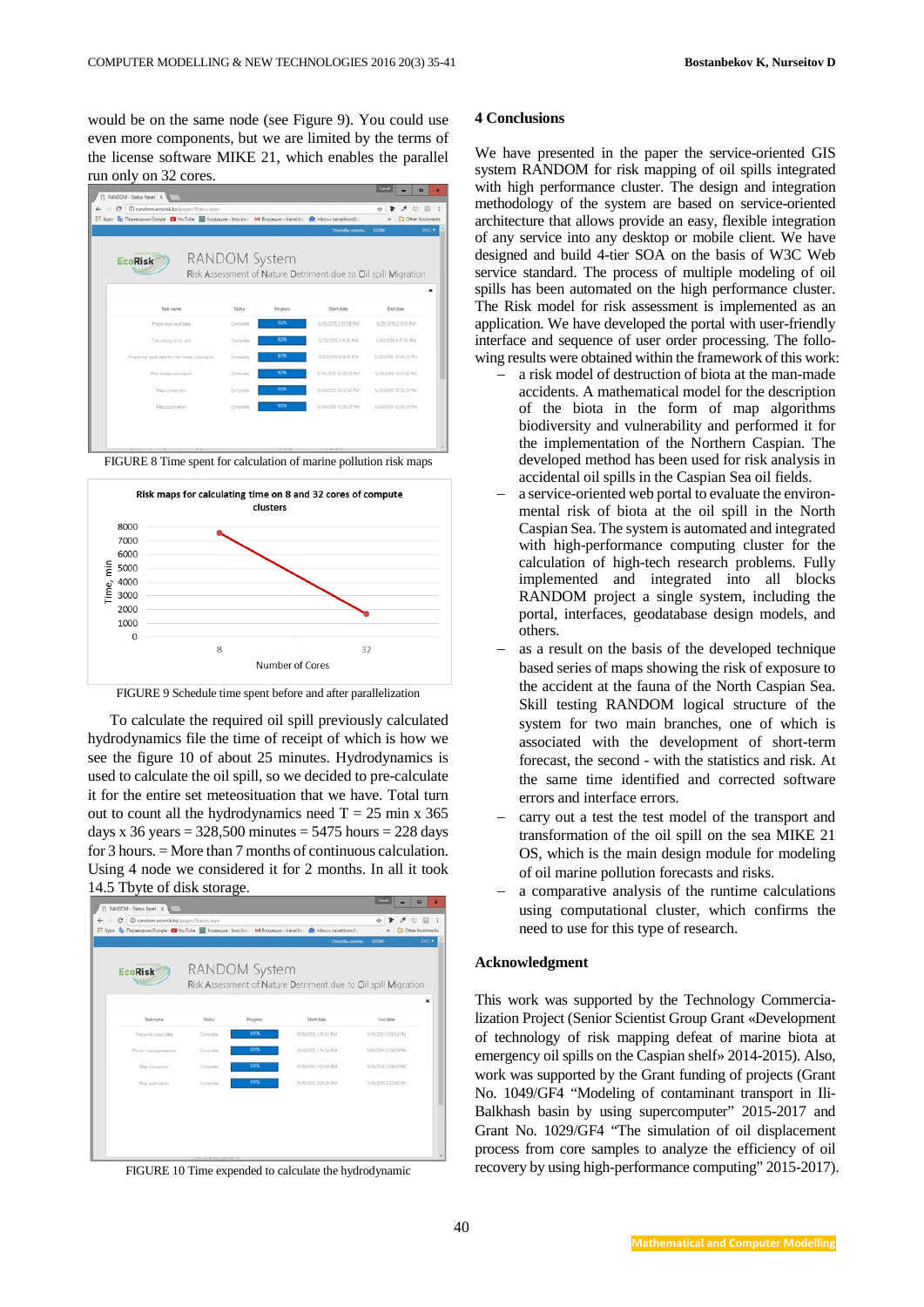would be on the same node (see Figure 9). You could use even more components, but we are limited by the terms of the license software MIKE 21, which enables the parallel run only on 32 cores.

FIGURE 8 Time spent for calculation of marine pollution risk maps

FIGURE 9 Schedule time spent before and after parallelization

To calculate the required oil spill previously calculated hydrodynamics file the time of receipt of which is how we see the figure 10 of about 25 minutes. Hydrodynamics is used to calculate the oil spill, so we decided to pre-calculate it for the entire set meteosituation that we have. Total turn out to count all the hydrodynamics need T = 25 min x 365 days x 36 years = 328,500 minutes = 5475 hours = 228 days for 3 hours. = More than 7 months of continuous calculation. Using 4 node we considered it for 2 months. In all it took 14.5 Tbyte of disk storage.

FIGURE 10 Time expended to calculate the hydrodynamic

## 4 Conclusions

We have presented in the paper the service-oriented GIS system RANDOM for risk mapping of oil spills integrated with high performance cluster. The design and integration methodology of the system are based on service-oriented architecture that allows provide an easy, flexible integration of any service into any desktop or mobile client. We have designed and build 4-tier SOA on the basis of W3C Web service standard. The process of multiple modeling of oil spills has been automated on the high performance cluster. The Risk model for risk assessment is implemented as an application. We have developed the portal with user-friendly interface and sequence of user order processing. The following results were obtained within the framework of this work:

- a risk model of destruction of biota at the man-made accidents. A mathematical model for the description of the biota in the form of map algorithms biodiversity and vulnerability and performed it for the implementation of the Northern Caspian. The developed method has been used for risk analysis in accidental oil spills in the Caspian Sea oil fields.
- a service-oriented web portal to evaluate the environmental risk of biota at the oil spill in the North Caspian Sea. The system is automated and integrated with high-performance computing cluster for the calculation of high-tech research problems. Fully implemented and integrated into all blocks RANDOM project a single system, including the portal, interfaces, geodatabase design models, and others.
- as a result on the basis of the developed technique based series of maps showing the risk of exposure to the accident at the fauna of the North Caspian Sea. Skill testing RANDOM logical structure of the system for two main branches, one of which is associated with the development of short-term forecast, the second - with the statistics and risk. At the same time identified and corrected software errors and interface errors.
- carry out a test the test model of the transport and transformation of the oil spill on the sea MIKE 21 OS, which is the main design module for modeling of oil marine pollution forecasts and risks.
- a comparative analysis of the runtime calculations using computational cluster, which confirms the need to use for this type of research.

## Acknowledgment

This work was supported by the Technology Commercialization Project (Senior Scientist Group Grant «Development of technology of risk mapping defeat of marine biota at emergency oil spills on the Caspian shelf» 2014-2015). Also, work was supported by the Grant funding of projects (Grant No. 1049/GF4 "Modeling of contaminant transport in Ili-Balkhash basin by using supercomputer" 2015-2017 and Grant No. 1029/GF4 "The simulation of oil displacement process from core samples to analyze the efficiency of oil recovery by using high-performance computing" 2015-2017).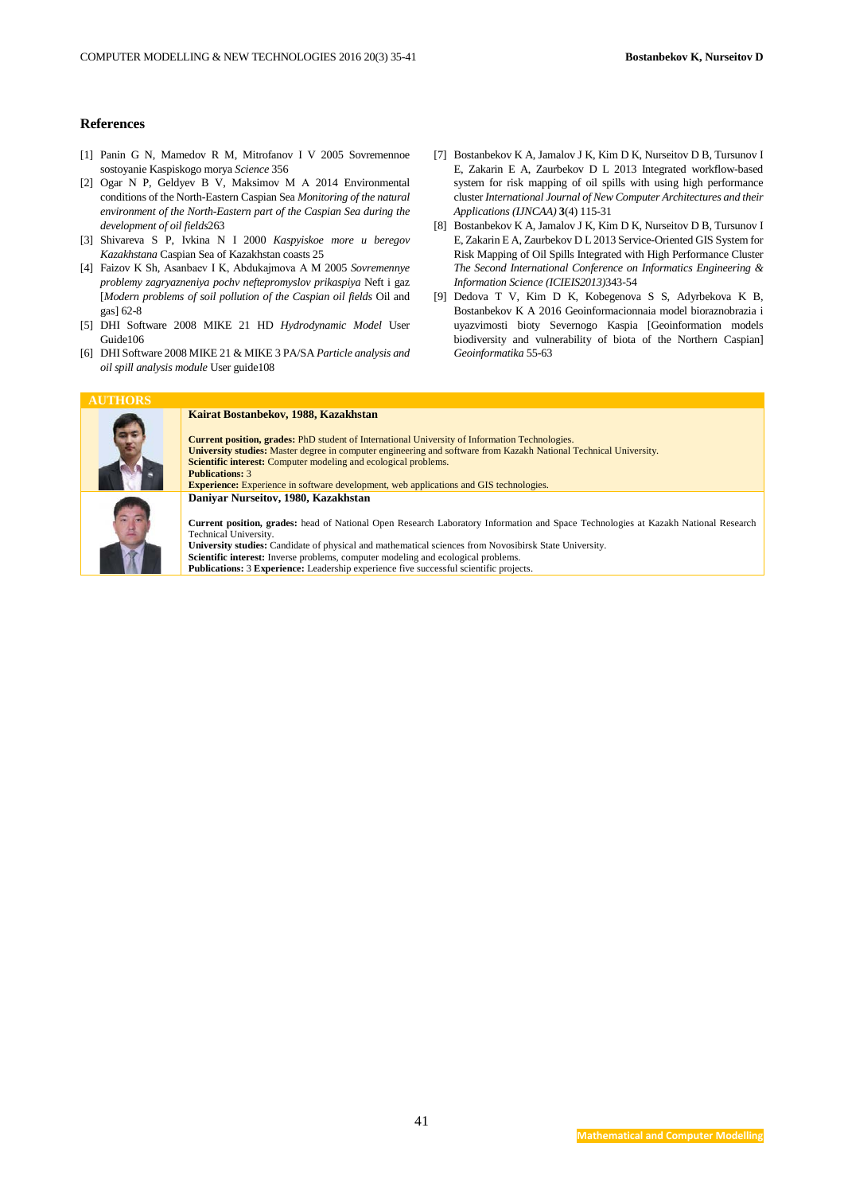## References

[1] Panin G N, Mamedov R M, Mitrofanov I V 2005 Sovremennoe sostoyanie Kaspiskogo morya *Science* 356

[2] Ogar N P, Geldyev B V, Maksimov M A 2014 Environmental conditions of the North-Eastern Caspian Sea *Monitoring of the natural environment of the North-Eastern part of the Caspian Sea during the development of oil fields*263

[3] Shivareva S P, Ivkina N I 2000 *Kaspyiskoe more u beregov Kazakhstana* Caspian Sea of Kazakhstan coasts 25

[4] Faizov K Sh, Asanbaev I K, Abdukajmova A M 2005 *Sovremennye problemy zagryazneniya pochv neftepromyslov prikaspiya* Neft i gaz [*Modern problems of soil pollution of the Caspian oil fields* Oil and gas] 62-8

[5] DHI Software 2008 MIKE 21 HD *Hydrodynamic Model* User Guide106

[6] DHI Software 2008 MIKE 21 & MIKE 3 PA/SA *Particle analysis and oil spill analysis module* User guide108

[7] Bostanbekov K A, Jamalov J K, Kim D K, Nurseitov D B, Tursunov I E, Zakarin E A, Zaurbekov D L 2013 Integrated workflow-based system for risk mapping of oil spills with using high performance cluster *International Journal of New Computer Architectures and their Applications (IJNCAA)* **3**(4) 115-31

[8] Bostanbekov K A, Jamalov J K, Kim D K, Nurseitov D B, Tursunov I E, Zakarin E A, Zaurbekov D L 2013 Service-Oriented GIS System for Risk Mapping of Oil Spills Integrated with High Performance Cluster *The Second International Conference on Informatics Engineering & Information Science (ICIEIS2013)*343-54

[9] Dedova T V, Kim D K, Kobegenova S S, Adyrbekova K B, Bostanbekov K A 2016 Geoinformacionnaia model bioraznobrazia i uyazvimosti bioty Severnogo Kaspia [Geoinformation models biodiversity and vulnerability of biota of the Northern Caspian] *Geoinformatika* 55-63

## AUTHORS

**Kairat Bostanbekov, 1988, Kazakhstan**

**Current position, grades:** PhD student of International University of Information Technologies.
**University studies:** Master degree in computer engineering and software from Kazakh National Technical University.
**Scientific interest:** Computer modeling and ecological problems.
**Publications:** 3
**Experience:** Experience in software development, web applications and GIS technologies.

**Daniyar Nurseitov, 1980, Kazakhstan**

**Current position, grades:** head of National Open Research Laboratory Information and Space Technologies at Kazakh National Research Technical University.
**University studies:** Candidate of physical and mathematical sciences from Novosibirsk State University.
**Scientific interest:** Inverse problems, computer modeling and ecological problems.
**Publications:** 3 **Experience:** Leadership experience five successful scientific projects.